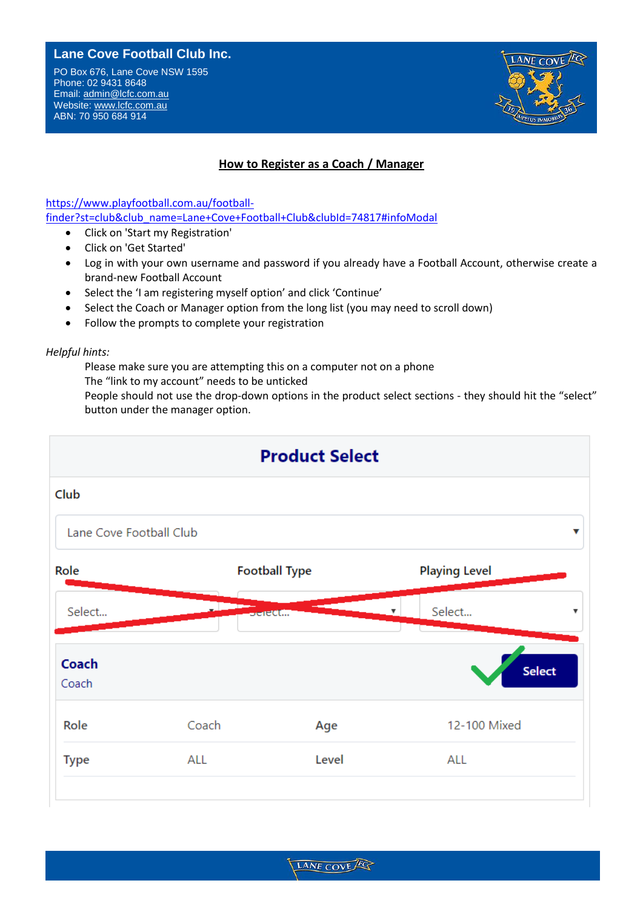**Lane Cove Football Club Inc.**

PO Box 676, Lane Cove NSW 1595
Phone: 02 9431 8648
Email: admin@lcfc.com.au
Website: www.lcfc.com.au
ABN: 70 950 684 914

## How to Register as a Coach / Manager

https://www.playfootball.com.au/football-finder?st=club&club_name=Lane+Cove+Football+Club&clubId=74817#infoModal

- Click on 'Start my Registration'
- Click on 'Get Started'
- Log in with your own username and password if you already have a Football Account, otherwise create a brand-new Football Account
- Select the 'I am registering myself option' and click 'Continue'
- Select the Coach or Manager option from the long list (you may need to scroll down)
- Follow the prompts to complete your registration

*Helpful hints:*

Please make sure you are attempting this on a computer not on a phone
The "link to my account" needs to be unticked
People should not use the drop-down options in the product select sections - they should hit the "select" button under the manager option.

**Product Select**

Club

Lane Cove Football Club

| Role | Football Type | Playing Level |
|---|---|---|
| Select... | Select... | Select... |

**Coach**
Coach

Select

| Role | Coach | Age | 12-100 Mixed |
|---|---|---|---|
| Type | ALL | Level | ALL |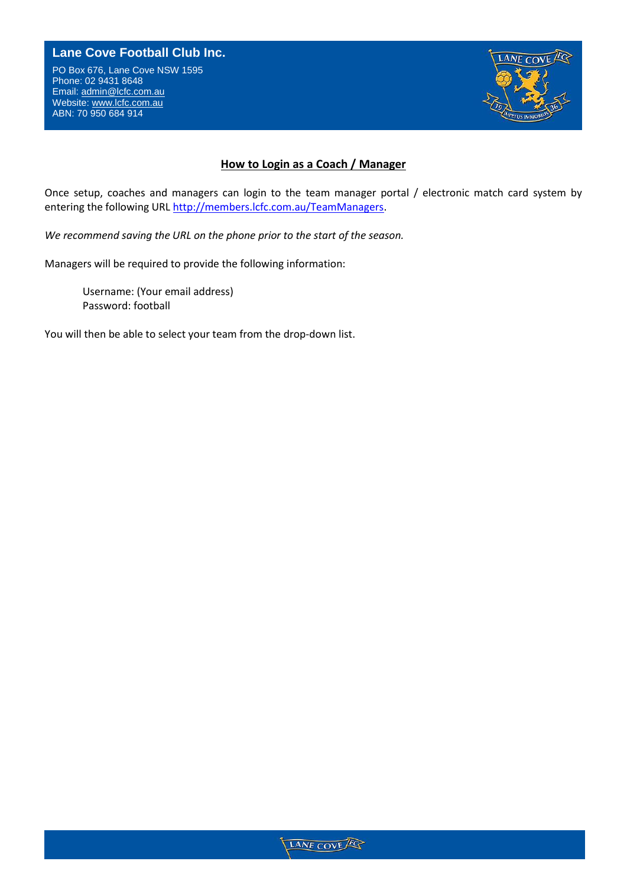**Lane Cove Football Club Inc.**

PO Box 676, Lane Cove NSW 1595
Phone: 02 9431 8648
Email: admin@lcfc.com.au
Website: www.lcfc.com.au
ABN: 70 950 684 914

## How to Login as a Coach / Manager

Once setup, coaches and managers can login to the team manager portal / electronic match card system by entering the following URL http://members.lcfc.com.au/TeamManagers.

*We recommend saving the URL on the phone prior to the start of the season.*

Managers will be required to provide the following information:

Username: (Your email address)
Password: football

You will then be able to select your team from the drop-down list.